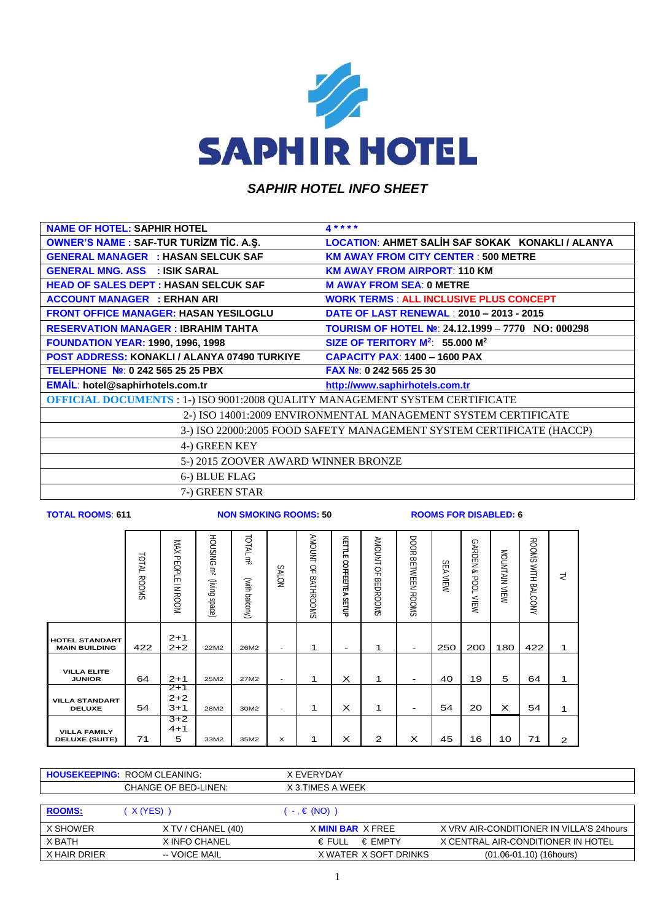# SAPHIR HOTEL

## *SAPHIR HOTEL INFO SHEET*

| | |
|---|---|
| **NAME OF HOTEL: SAPHIR HOTEL** | **4 * * * *** |
| **OWNER'S NAME : SAF-TUR TURİZM TİC. A.Ş.** | **LOCATION: AHMET SALİH SAF SOKAK KONAKLI / ALANYA** |
| **GENERAL MANAGER : HASAN SELCUK SAF** | **KM AWAY FROM CITY CENTER : 500 METRE** |
| **GENERAL MNG. ASS : ISIK SARAL** | **KM AWAY FROM AIRPORT: 110 KM** |
| **HEAD OF SALES DEPT : HASAN SELCUK SAF** | **M AWAY FROM SEA: 0 METRE** |
| **ACCOUNT MANAGER : ERHAN ARI** | **WORK TERMS : ALL INCLUSIVE PLUS CONCEPT** |
| **FRONT OFFICE MANAGER: HASAN YESILOGLU** | **DATE OF LAST RENEWAL : 2010 – 2013 - 2015** |
| **RESERVATION MANAGER : IBRAHIM TAHTA** | **TOURISM OF HOTEL №: 24.12.1999 – 7770 NO: 000298** |
| **FOUNDATION YEAR: 1990, 1996, 1998** | **SIZE OF TERITORY M²: 55.000 M²** |
| **POST ADDRESS: KONAKLI / ALANYA 07490 TURKIYE** | **CAPACITY PAX: 1400 – 1600 PAX** |
| **TELEPHONE №: 0 242 565 25 25 PBX** | **FAX №: 0 242 565 25 30** |
| **EMAİL: hotel@saphirhotels.com.tr** | **http://www.saphirhotels.com.tr** |
| **OFFICIAL DOCUMENTS** : 1-) ISO 9001:2008 QUALITY MANAGEMENT SYSTEM CERTIFICATE | |
| 2-) ISO 14001:2009 ENVIRONMENTAL MANAGEMENT SYSTEM CERTIFICATE | |
| 3-) ISO 22000:2005 FOOD SAFETY MANAGEMENT SYSTEM CERTIFICATE (HACCP) | |
| 4-) GREEN KEY | |
| 5-) 2015 ZOOVER AWARD WINNER BRONZE | |
| 6-) BLUE FLAG | |
| 7-) GREEN STAR | |

**TOTAL ROOMS: 611** **NON SMOKING ROOMS: 50** **ROOMS FOR DISABLED: 6**

| | TOTAL ROOMS | MAX PEOPLE IN ROOM | HOUSING m² (living space) | TOTAL m² (with balcony) | SALON | AMOUNT OF BATHROOMS | KETTLE COFFEE/TEA SETUP | AMOUNT OF BEDROOMS | DOOR BETWEEN ROOMS | SEA VIEW | GARDEN & POOL VIEW | MOUNTAIN VIEW | ROOMS WITH BALCONY | TV |
|---|---|---|---|---|---|---|---|---|---|---|---|---|---|---|
| **HOTEL STANDART MAIN BUILDING** | 422 | 2+1 2+2 | 22M2 | 26M2 | - | 1 | - | 1 | - | 250 | 200 | 180 | 422 | 1 |
| **VILLA ELITE JUNIOR** | 64 | 2+1 | 25M2 | 27M2 | - | 1 | X | 1 | - | 40 | 19 | 5 | 64 | 1 |
| **VILLA STANDART DELUXE** | 54 | 2+1 2+2 3+1 | 28M2 | 30M2 | - | 1 | X | 1 | - | 54 | 20 | X | 54 | 1 |
| **VILLA FAMILY DELUXE (SUITE)** | 71 | 3+2 4+1 5 | 33M2 | 35M2 | X | 1 | X | 2 | X | 45 | 16 | 10 | 71 | 2 |

| | | |
|---|---|---|
| **HOUSEKEEPING:** ROOM CLEANING: | X EVERYDAY | |
| CHANGE OF BED-LINEN: | X 3.TIMES A WEEK | |

| **ROOMS:** | ( X (YES) ) | ( - , € (NO) ) | |
|---|---|---|---|
| X SHOWER | X TV / CHANEL (40) | X **MINI BAR** X FREE | X VRV AIR-CONDITIONER IN VILLA'S 24hours |
| X BATH | X INFO CHANEL | € FULL € EMPTY | X CENTRAL AIR-CONDITIONER IN HOTEL |
| X HAIR DRIER | -- VOICE MAIL | X WATER X SOFT DRINKS | (01.06-01.10) (16hours) |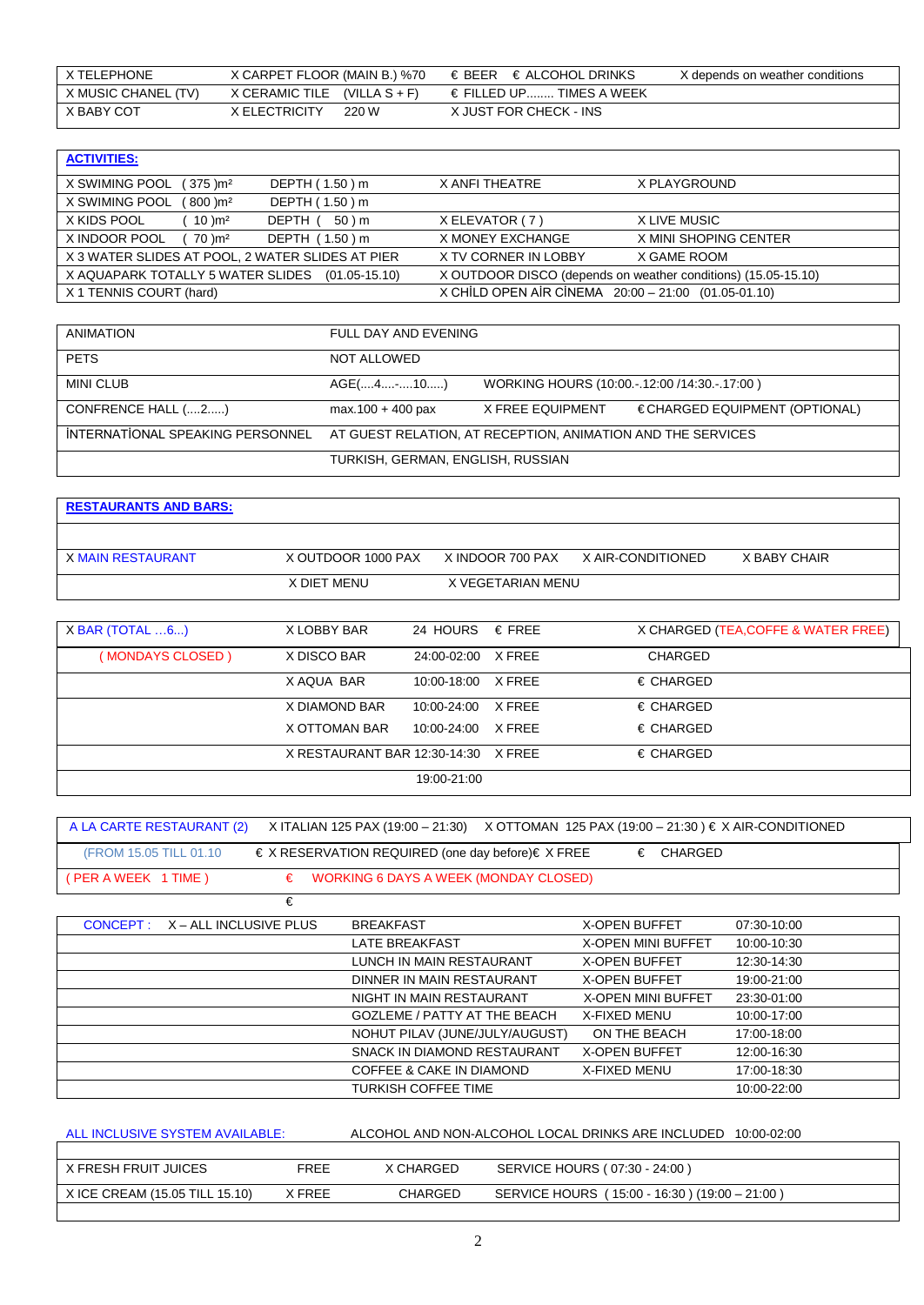| | | | |
|---|---|---|---|
| X TELEPHONE | X CARPET FLOOR (MAIN B.) %70 | € BEER € ALCOHOL DRINKS | X depends on weather conditions |
| X MUSIC CHANEL (TV) | X CERAMIC TILE (VILLA S + F) | € FILLED UP........ TIMES A WEEK | |
| X BABY COT | X ELECTRICITY 220 W | X JUST FOR CHECK - INS | |

| **ACTIVITIES:** | | | |
|---|---|---|---|
| X SWIMING POOL ( 375 )m² | DEPTH ( 1.50 ) m | X ANFI THEATRE | X PLAYGROUND |
| X SWIMING POOL ( 800 )m² | DEPTH ( 1.50 ) m | | |
| X KIDS POOL ( 10 )m² | DEPTH ( 50 ) m | X ELEVATOR ( 7 ) | X LIVE MUSIC |
| X INDOOR POOL ( 70 )m² | DEPTH ( 1.50 ) m | X MONEY EXCHANGE | X MINI SHOPING CENTER |
| X 3 WATER SLIDES AT POOL, 2 WATER SLIDES AT PIER | | X TV CORNER IN LOBBY | X GAME ROOM |
| X AQUAPARK TOTALLY 5 WATER SLIDES (01.05-15.10) | | X OUTDOOR DISCO (depends on weather conditions) (15.05-15.10) | |
| X 1 TENNIS COURT (hard) | | X CHİLD OPEN AİR CİNEMA 20:00 – 21:00 (01.05-01.10) | |

| | | | |
|---|---|---|---|
| ANIMATION | FULL DAY AND EVENING | | |
| PETS | NOT ALLOWED | | |
| MINI CLUB | AGE(....4....-....10.....) | WORKING HOURS (10:00.-.12:00 /14:30.-.17:00 ) | |
| CONFRENCE HALL (....2.....) | max.100 + 400 pax | X FREE EQUIPMENT | € CHARGED EQUIPMENT (OPTIONAL) |
| İNTERNATİONAL SPEAKING PERSONNEL | AT GUEST RELATION, AT RECEPTION, ANIMATION AND THE SERVICES | | |
| | TURKISH, GERMAN, ENGLISH, RUSSIAN | | |

| **RESTAURANTS AND BARS:** | | | | |
|---|---|---|---|---|
| | | | | |
| X MAIN RESTAURANT | X OUTDOOR 1000 PAX | X INDOOR 700 PAX | X AIR-CONDITIONED | X BABY CHAIR |
| | X DIET MENU | X VEGETARIAN MENU | | |

| | | | | |
|---|---|---|---|---|
| X BAR (TOTAL ...6...) | X LOBBY BAR | 24 HOURS | € FREE | X CHARGED (TEA,COFFE & WATER FREE) |
| ( MONDAYS CLOSED ) | X DISCO BAR | 24:00-02:00 | X FREE | CHARGED |
| | X AQUA BAR | 10:00-18:00 | X FREE | € CHARGED |
| | X DIAMOND BAR | 10:00-24:00 | X FREE | € CHARGED |
| | X OTTOMAN BAR | 10:00-24:00 | X FREE | € CHARGED |
| | X RESTAURANT BAR | 12:30-14:30 | X FREE | € CHARGED |
| | | 19:00-21:00 | | |

| | | | |
|---|---|---|---|
| A LA CARTE RESTAURANT (2) | X ITALIAN 125 PAX (19:00 – 21:30) | X OTTOMAN 125 PAX (19:00 – 21:30 ) € | X AIR-CONDITIONED |
| (FROM 15.05 TILL 01.10 | € X RESERVATION REQUIRED (one day before)€ | X FREE | € CHARGED |
| ( PER A WEEK 1 TIME ) | € WORKING 6 DAYS A WEEK (MONDAY CLOSED) | | |
| | € | | |

| | | | |
|---|---|---|---|
| CONCEPT : X – ALL INCLUSIVE PLUS | BREAKFAST | X-OPEN BUFFET | 07:30-10:00 |
| | LATE BREAKFAST | X-OPEN MINI BUFFET | 10:00-10:30 |
| | LUNCH IN MAIN RESTAURANT | X-OPEN BUFFET | 12:30-14:30 |
| | DINNER IN MAIN RESTAURANT | X-OPEN BUFFET | 19:00-21:00 |
| | NIGHT IN MAIN RESTAURANT | X-OPEN MINI BUFFET | 23:30-01:00 |
| | GOZLEME / PATTY AT THE BEACH | X-FIXED MENU | 10:00-17:00 |
| | NOHUT PILAV (JUNE/JULY/AUGUST) | ON THE BEACH | 17:00-18:00 |
| | SNACK IN DIAMOND RESTAURANT | X-OPEN BUFFET | 12:00-16:30 |
| | COFFEE & CAKE IN DIAMOND | X-FIXED MENU | 17:00-18:30 |
| | TURKISH COFFEE TIME | | 10:00-22:00 |

ALL INCLUSIVE SYSTEM AVAILABLE: ALCOHOL AND NON-ALCOHOL LOCAL DRINKS ARE INCLUDED 10:00-02:00

| | | | |
|---|---|---|---|
| X FRESH FRUIT JUICES | FREE | X CHARGED | SERVICE HOURS ( 07:30 - 24:00 ) |
| X ICE CREAM (15.05 TILL 15.10) | X FREE | CHARGED | SERVICE HOURS ( 15:00 - 16:30 ) (19:00 – 21:00 ) |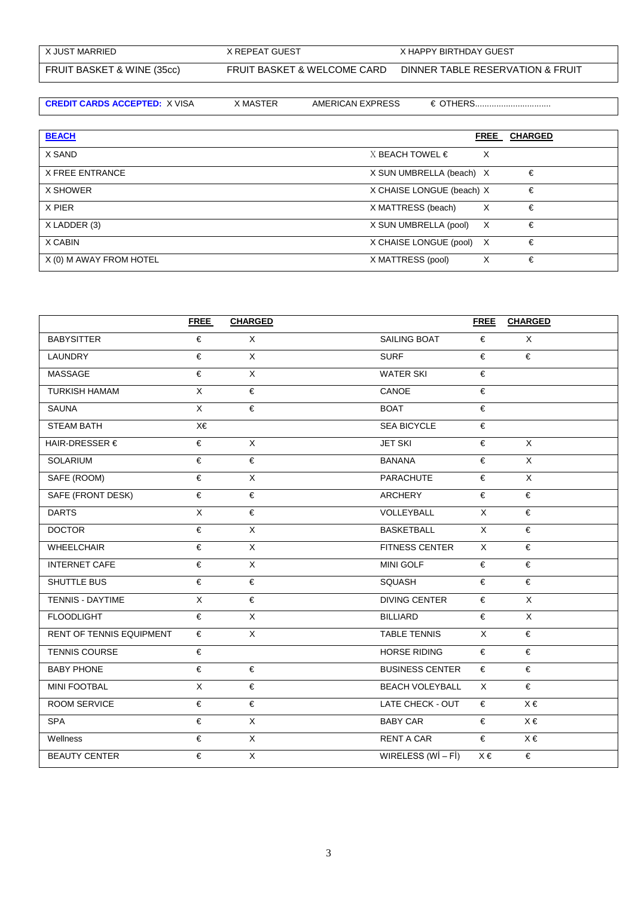| X JUST MARRIED | X REPEAT GUEST | X HAPPY BIRTHDAY GUEST |
|---|---|---|
| FRUIT BASKET & WINE (35cc) | FRUIT BASKET & WELCOME CARD | DINNER TABLE RESERVATION & FRUIT |

| **CREDIT CARDS ACCEPTED:** X VISA | X MASTER | AMERICAN EXPRESS | € OTHERS................................ |
|---|---|---|---|

| **BEACH** | | **FREE** | **CHARGED** |
|---|---|---|---|
| X SAND | X BEACH TOWEL € | X | |
| X FREE ENTRANCE | X SUN UMBRELLA (beach) | X | € |
| X SHOWER | X CHAISE LONGUE (beach) | X | € |
| X PIER | X MATTRESS (beach) | X | € |
| X LADDER (3) | X SUN UMBRELLA (pool) | X | € |
| X CABIN | X CHAISE LONGUE (pool) | X | € |
| X (0) M AWAY FROM HOTEL | X MATTRESS (pool) | X | € |

| | **FREE** | **CHARGED** | | **FREE** | **CHARGED** |
|---|---|---|---|---|---|
| BABYSITTER | € | X | SAILING BOAT | € | X |
| LAUNDRY | € | X | SURF | € | € |
| MASSAGE | € | X | WATER SKI | € | |
| TURKISH HAMAM | X | € | CANOE | € | |
| SAUNA | X | € | BOAT | € | |
| STEAM BATH | X€ | | SEA BICYCLE | € | |
| HAIR-DRESSER € | € | X | JET SKI | € | X |
| SOLARIUM | € | € | BANANA | € | X |
| SAFE (ROOM) | € | X | PARACHUTE | € | X |
| SAFE (FRONT DESK) | € | € | ARCHERY | € | € |
| DARTS | X | € | VOLLEYBALL | X | € |
| DOCTOR | € | X | BASKETBALL | X | € |
| WHEELCHAIR | € | X | FITNESS CENTER | X | € |
| INTERNET CAFE | € | X | MINI GOLF | € | € |
| SHUTTLE BUS | € | € | SQUASH | € | € |
| TENNIS - DAYTIME | X | € | DIVING CENTER | € | X |
| FLOODLIGHT | € | X | BILLIARD | € | X |
| RENT OF TENNIS EQUIPMENT | € | X | TABLE TENNIS | X | € |
| TENNIS COURSE | € | | HORSE RIDING | € | € |
| BABY PHONE | € | € | BUSINESS CENTER | € | € |
| MINI FOOTBAL | X | € | BEACH VOLEYBALL | X | € |
| ROOM SERVICE | € | € | LATE CHECK - OUT | € | X € |
| SPA | € | X | BABY CAR | € | X € |
| Wellness | € | X | RENT A CAR | € | X € |
| BEAUTY CENTER | € | X | WIRELESS (Wİ – Fİ) | X € | € |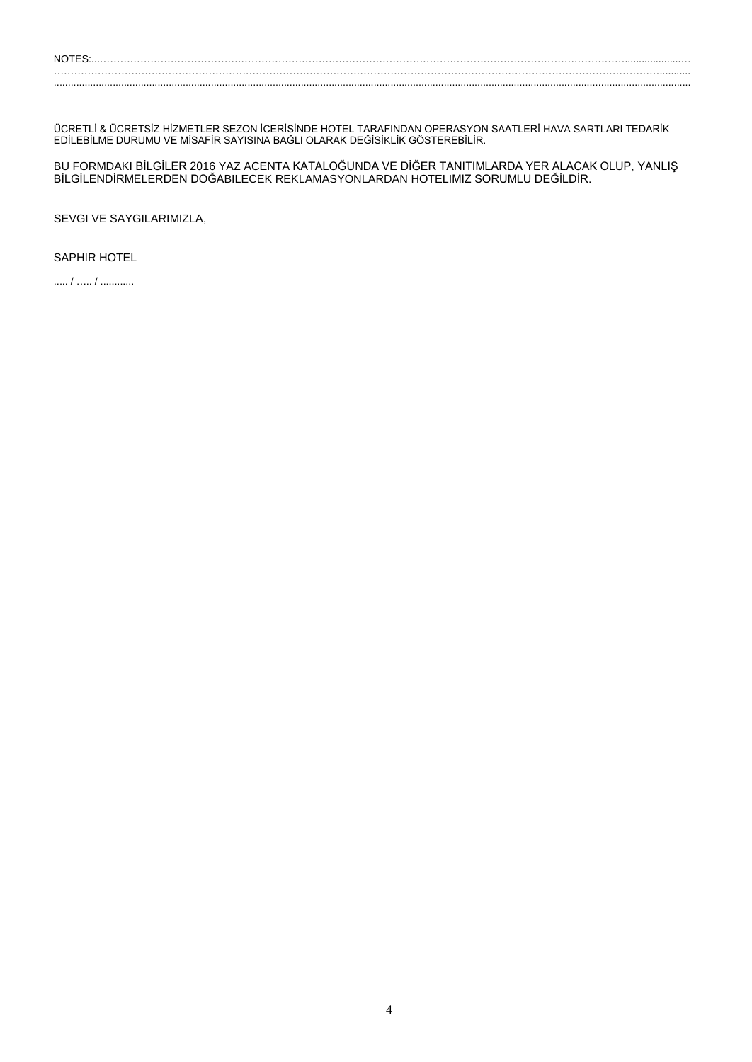NOTES:....……………………………………………………………………………………………………………………………………………………...................…
……………………………………………………………………………………………………………………………………………………………………..........
..............................................................................................................................................................................................................................

ÜCRETLİ & ÜCRETSİZ HİZMETLER SEZON İCERİSİNDE HOTEL TARAFINDAN OPERASYON SAATLERİ HAVA SARTLARI TEDARİK EDİLEBİLME DURUMU VE MİSAFİR SAYISINA BAĞLI OLARAK DEĞİSİKLİK GÖSTEREBİLİR.

BU FORMDAKI BİLGİLER 2016 YAZ ACENTA KATALOĞUNDA VE DİĞER TANITIMLARDA YER ALACAK OLUP, YANLIŞ BİLGİLENDİRMELERDEN DOĞABILECEK REKLAMASYONLARDAN HOTELIMIZ SORUMLU DEĞİLDİR.

SEVGI VE SAYGILARIMIZLA,

SAPHIR HOTEL

..... / ….. / ...........